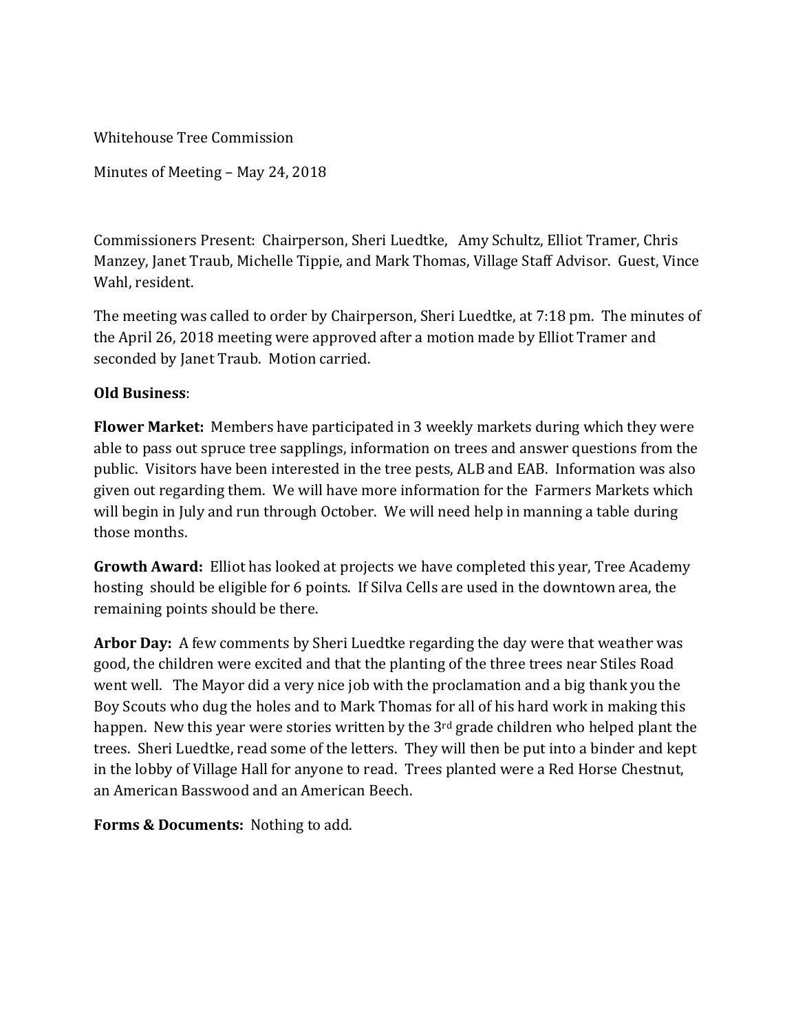Whitehouse Tree Commission

Minutes of Meeting – May 24, 2018

Commissioners Present: Chairperson, Sheri Luedtke, Amy Schultz, Elliot Tramer, Chris Manzey, Janet Traub, Michelle Tippie, and Mark Thomas, Village Staff Advisor. Guest, Vince Wahl, resident.

The meeting was called to order by Chairperson, Sheri Luedtke, at 7:18 pm. The minutes of the April 26, 2018 meeting were approved after a motion made by Elliot Tramer and seconded by Janet Traub. Motion carried.

**Old Business**:

**Flower Market:** Members have participated in 3 weekly markets during which they were able to pass out spruce tree sapplings, information on trees and answer questions from the public. Visitors have been interested in the tree pests, ALB and EAB. Information was also given out regarding them. We will have more information for the Farmers Markets which will begin in July and run through October. We will need help in manning a table during those months.

**Growth Award:** Elliot has looked at projects we have completed this year, Tree Academy hosting should be eligible for 6 points. If Silva Cells are used in the downtown area, the remaining points should be there.

**Arbor Day:** A few comments by Sheri Luedtke regarding the day were that weather was good, the children were excited and that the planting of the three trees near Stiles Road went well. The Mayor did a very nice job with the proclamation and a big thank you the Boy Scouts who dug the holes and to Mark Thomas for all of his hard work in making this happen. New this year were stories written by the 3rd grade children who helped plant the trees. Sheri Luedtke, read some of the letters. They will then be put into a binder and kept in the lobby of Village Hall for anyone to read. Trees planted were a Red Horse Chestnut, an American Basswood and an American Beech.

**Forms & Documents:** Nothing to add.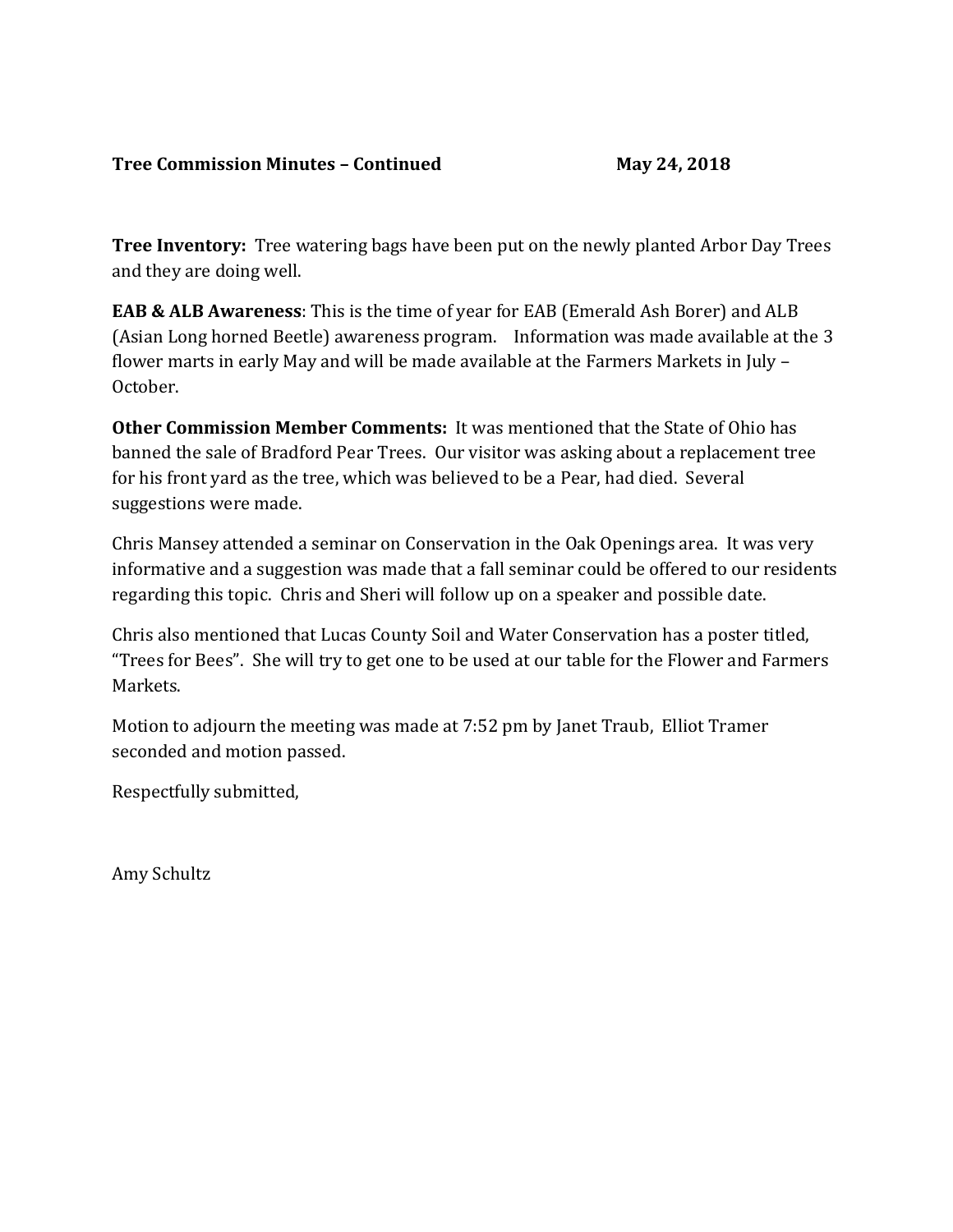**Tree Commission Minutes – Continued May 24, 2018**

**Tree Inventory:** Tree watering bags have been put on the newly planted Arbor Day Trees and they are doing well.

**EAB & ALB Awareness**: This is the time of year for EAB (Emerald Ash Borer) and ALB (Asian Long horned Beetle) awareness program. Information was made available at the 3 flower marts in early May and will be made available at the Farmers Markets in July – October.

**Other Commission Member Comments:** It was mentioned that the State of Ohio has banned the sale of Bradford Pear Trees. Our visitor was asking about a replacement tree for his front yard as the tree, which was believed to be a Pear, had died. Several suggestions were made.

Chris Mansey attended a seminar on Conservation in the Oak Openings area. It was very informative and a suggestion was made that a fall seminar could be offered to our residents regarding this topic. Chris and Sheri will follow up on a speaker and possible date.

Chris also mentioned that Lucas County Soil and Water Conservation has a poster titled, "Trees for Bees". She will try to get one to be used at our table for the Flower and Farmers Markets.

Motion to adjourn the meeting was made at 7:52 pm by Janet Traub, Elliot Tramer seconded and motion passed.

Respectfully submitted,

Amy Schultz